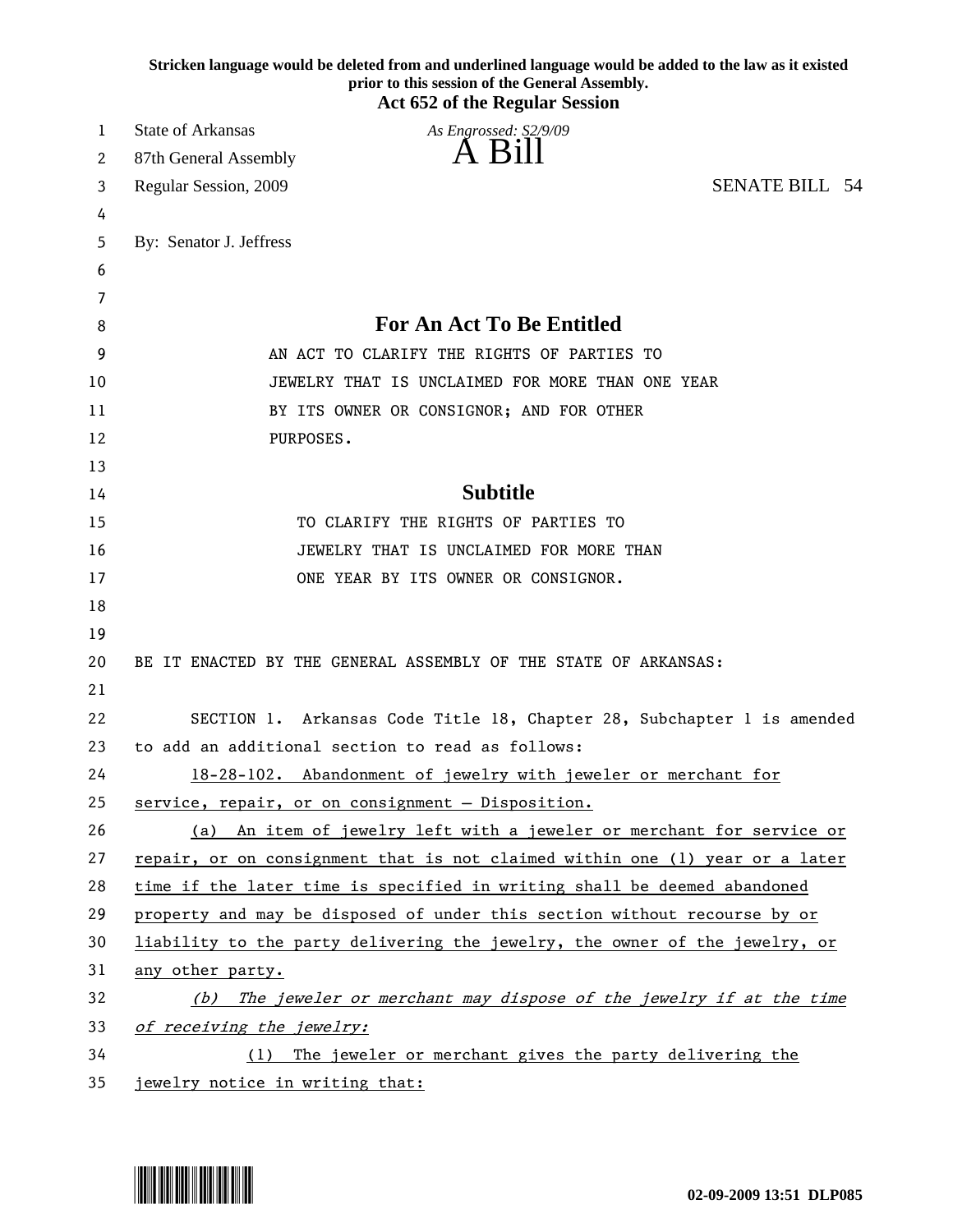**Stricken language would be deleted from and underlined language would be added to the law as it existed prior to this session of the General Assembly.**

**Act 652 of the Regular Session**

State of Arkansas

*As Engrossed: S2/9/09*

87th General Assembly

# A Bill

Regular Session, 2009 SENATE BILL 54

By: Senator J. Jeffress

## For An Act To Be Entitled

AN ACT TO CLARIFY THE RIGHTS OF PARTIES TO JEWELRY THAT IS UNCLAIMED FOR MORE THAN ONE YEAR BY ITS OWNER OR CONSIGNOR; AND FOR OTHER PURPOSES.

## Subtitle

TO CLARIFY THE RIGHTS OF PARTIES TO JEWELRY THAT IS UNCLAIMED FOR MORE THAN ONE YEAR BY ITS OWNER OR CONSIGNOR.

BE IT ENACTED BY THE GENERAL ASSEMBLY OF THE STATE OF ARKANSAS:

SECTION 1. Arkansas Code Title 18, Chapter 28, Subchapter 1 is amended to add an additional section to read as follows:

18-28-102. Abandonment of jewelry with jeweler or merchant for service, repair, or on consignment — Disposition.

(a) An item of jewelry left with a jeweler or merchant for service or repair, or on consignment that is not claimed within one (1) year or a later time if the later time is specified in writing shall be deemed abandoned property and may be disposed of under this section without recourse by or liability to the party delivering the jewelry, the owner of the jewelry, or any other party.

*(b) The jeweler or merchant may dispose of the jewelry if at the time of receiving the jewelry:*

(1) The jeweler or merchant gives the party delivering the jewelry notice in writing that: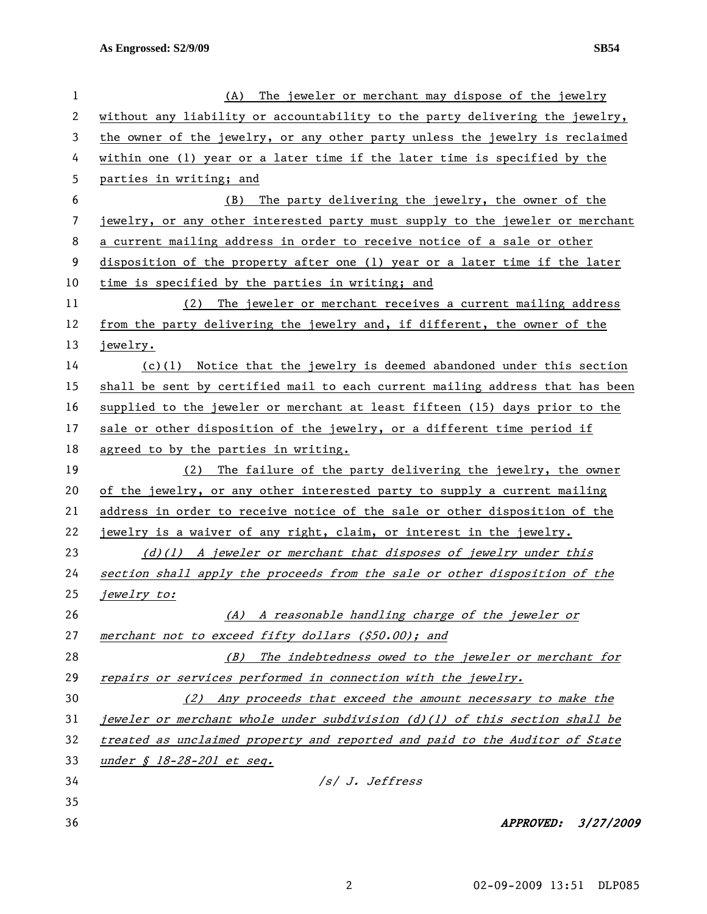(A) The jeweler or merchant may dispose of the jewelry without any liability or accountability to the party delivering the jewelry, the owner of the jewelry, or any other party unless the jewelry is reclaimed within one (1) year or a later time if the later time is specified by the parties in writing; and

(B) The party delivering the jewelry, the owner of the jewelry, or any other interested party must supply to the jeweler or merchant a current mailing address in order to receive notice of a sale or other disposition of the property after one (1) year or a later time if the later time is specified by the parties in writing; and

(2) The jeweler or merchant receives a current mailing address from the party delivering the jewelry and, if different, the owner of the jewelry.

(c)(1) Notice that the jewelry is deemed abandoned under this section shall be sent by certified mail to each current mailing address that has been supplied to the jeweler or merchant at least fifteen (15) days prior to the sale or other disposition of the jewelry, or a different time period if agreed to by the parties in writing.

(2) The failure of the party delivering the jewelry, the owner of the jewelry, or any other interested party to supply a current mailing address in order to receive notice of the sale or other disposition of the jewelry is a waiver of any right, claim, or interest in the jewelry.

*(d)(1) A jeweler or merchant that disposes of jewelry under this section shall apply the proceeds from the sale or other disposition of the jewelry to:*

*(A) A reasonable handling charge of the jeweler or merchant not to exceed fifty dollars ($50.00); and*

*(B) The indebtedness owed to the jeweler or merchant for repairs or services performed in connection with the jewelry.*

*(2) Any proceeds that exceed the amount necessary to make the jeweler or merchant whole under subdivision (d)(1) of this section shall be treated as unclaimed property and reported and paid to the Auditor of State under § 18-28-201 et seq.*

*/s/ J. Jeffress*

***APPROVED: 3/27/2009***